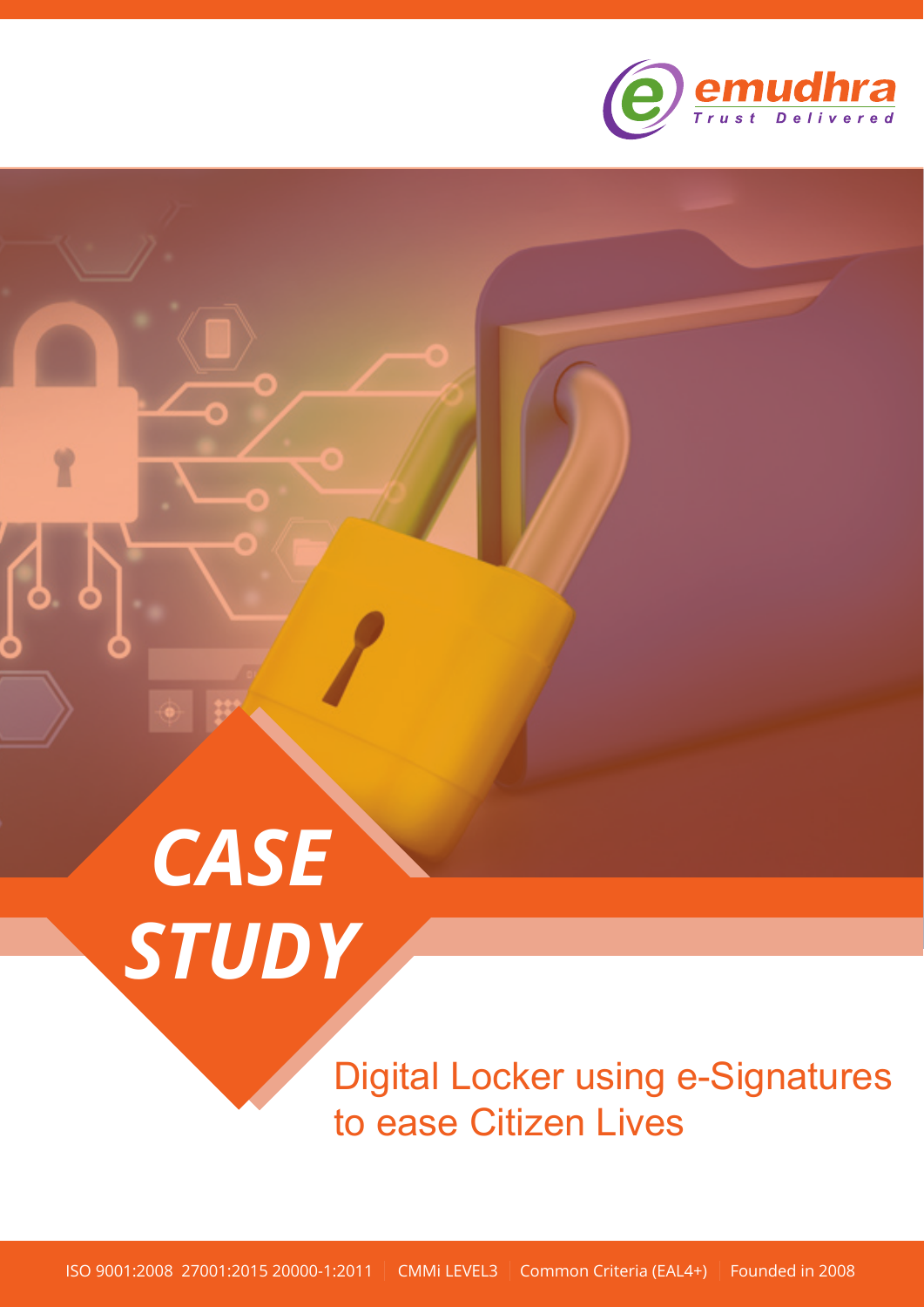emudhra

Trust Delivered

# CASE STUDY

## Digital Locker using e-Signatures to ease Citizen Lives

ISO 9001:2008 27001:2015 20000-1:2011 | CMMi LEVEL3 | Common Criteria (EAL4+) | Founded in 2008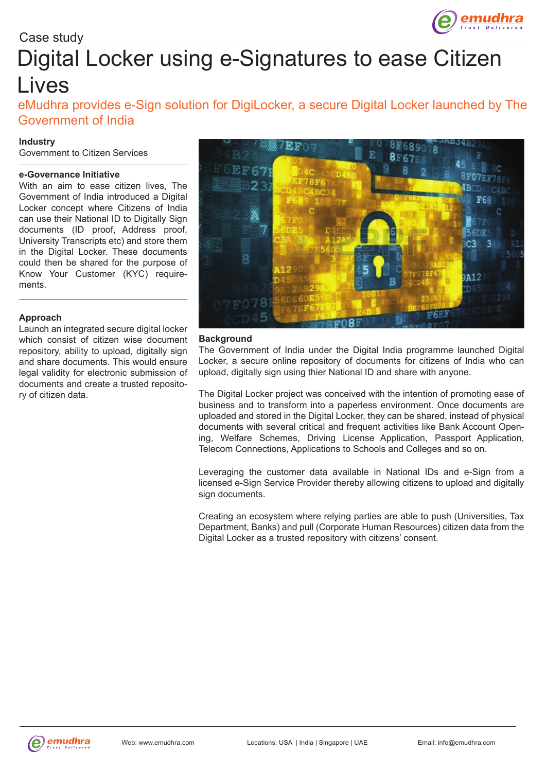Case study

# Digital Locker using e-Signatures to ease Citizen Lives

## eMudhra provides e-Sign solution for DigiLocker, a secure Digital Locker launched by The Government of India

**Industry**

Government to Citizen Services

**e-Governance Initiative**

With an aim to ease citizen lives, The Government of India introduced a Digital Locker concept where Citizens of India can use their National ID to Digitally Sign documents (ID proof, Address proof, University Transcripts etc) and store them in the Digital Locker. These documents could then be shared for the purpose of Know Your Customer (KYC) requirements.

**Approach**

Launch an integrated secure digital locker which consist of citizen wise document repository, ability to upload, digitally sign and share documents. This would ensure legal validity for electronic submission of documents and create a trusted repository of citizen data.

**Background**

The Government of India under the Digital India programme launched Digital Locker, a secure online repository of documents for citizens of India who can upload, digitally sign using thier National ID and share with anyone.

The Digital Locker project was conceived with the intention of promoting ease of business and to transform into a paperless environment. Once documents are uploaded and stored in the Digital Locker, they can be shared, instead of physical documents with several critical and frequent activities like Bank Account Opening, Welfare Schemes, Driving License Application, Passport Application, Telecom Connections, Applications to Schools and Colleges and so on.

Leveraging the customer data available in National IDs and e-Sign from a licensed e-Sign Service Provider thereby allowing citizens to upload and digitally sign documents.

Creating an ecosystem where relying parties are able to push (Universities, Tax Department, Banks) and pull (Corporate Human Resources) citizen data from the Digital Locker as a trusted repository with citizens' consent.

Web: www.emudhra.com | Locations: USA | India | Singapore | UAE | Email: info@emudhra.com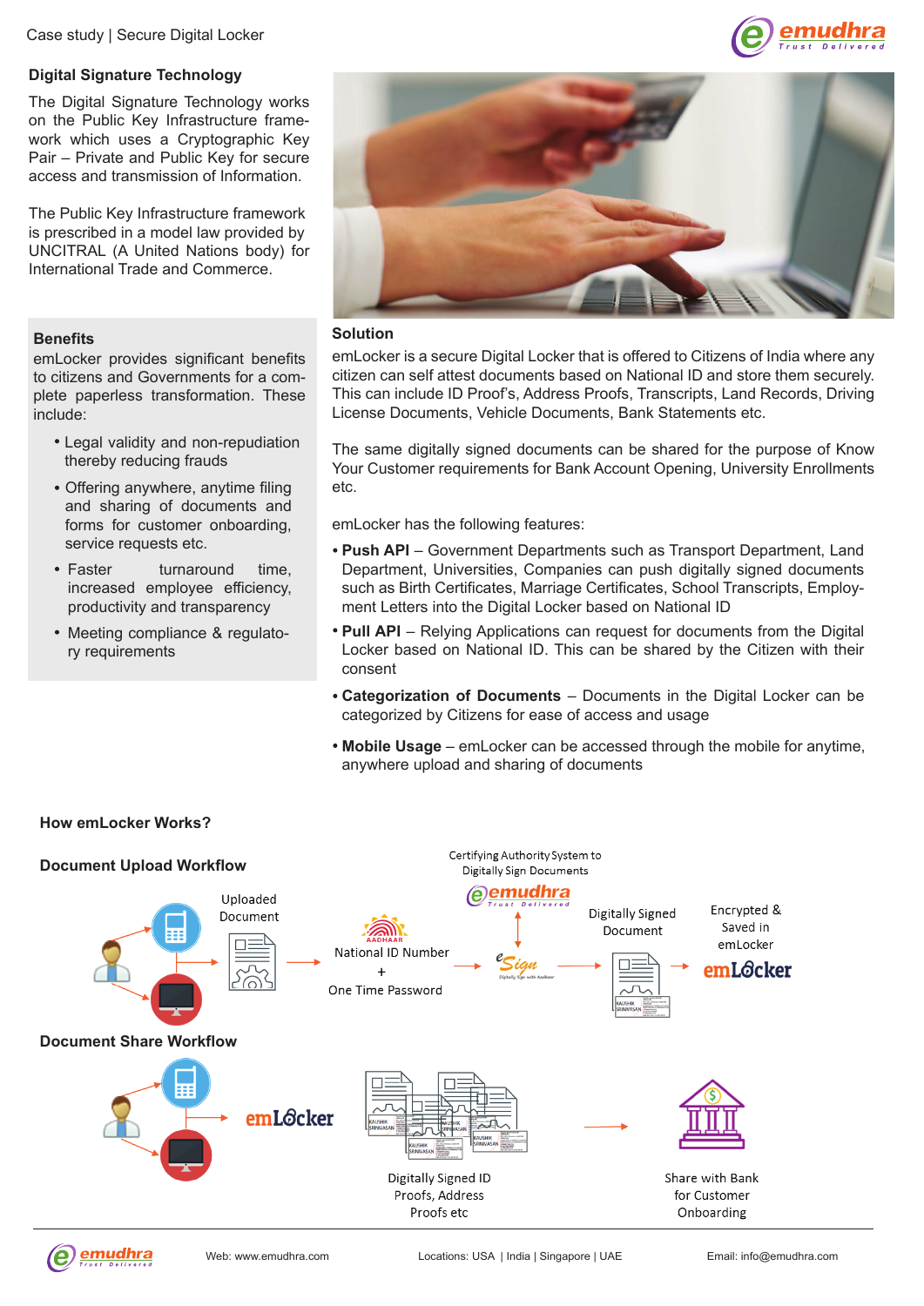## Digital Signature Technology

The Digital Signature Technology works on the Public Key Infrastructure framework which uses a Cryptographic Key Pair – Private and Public Key for secure access and transmission of Information.

The Public Key Infrastructure framework is prescribed in a model law provided by UNCITRAL (A United Nations body) for International Trade and Commerce.

## Benefits

emLocker provides significant benefits to citizens and Governments for a complete paperless transformation. These include:

- Legal validity and non-repudiation thereby reducing frauds
- Offering anywhere, anytime filing and sharing of documents and forms for customer onboarding, service requests etc.
- Faster turnaround time, increased employee efficiency, productivity and transparency
- Meeting compliance & regulatory requirements

## Solution

emLocker is a secure Digital Locker that is offered to Citizens of India where any citizen can self attest documents based on National ID and store them securely. This can include ID Proof's, Address Proofs, Transcripts, Land Records, Driving License Documents, Vehicle Documents, Bank Statements etc.

The same digitally signed documents can be shared for the purpose of Know Your Customer requirements for Bank Account Opening, University Enrollments etc.

emLocker has the following features:

- **Push API** – Government Departments such as Transport Department, Land Department, Universities, Companies can push digitally signed documents such as Birth Certificates, Marriage Certificates, School Transcripts, Employment Letters into the Digital Locker based on National ID
- **Pull API** – Relying Applications can request for documents from the Digital Locker based on National ID. This can be shared by the Citizen with their consent
- **Categorization of Documents** – Documents in the Digital Locker can be categorized by Citizens for ease of access and usage
- **Mobile Usage** – emLocker can be accessed through the mobile for anytime, anywhere upload and sharing of documents

## How emLocker Works?

### Document Upload Workflow

Uploaded Document → AADHAAR National ID Number + One Time Password → eSign (Certifying Authority System to Digitally Sign Documents – emudhra) → Digitally Signed Document → Encrypted & Saved in emLocker

### Document Share Workflow

emLocker → Digitally Signed ID Proofs, Address Proofs etc → Share with Bank for Customer Onboarding

Web: www.emudhra.com Locations: USA | India | Singapore | UAE Email: info@emudhra.com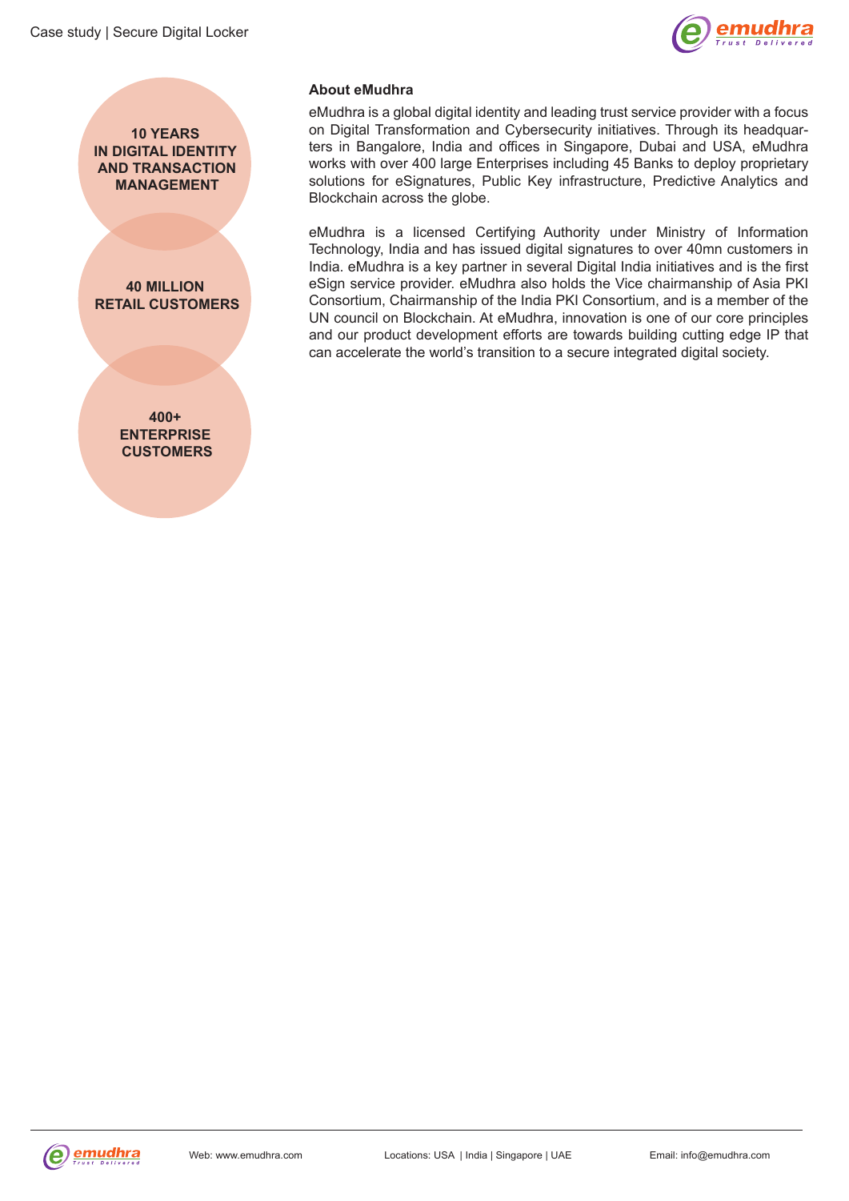10 YEARS
IN DIGITAL IDENTITY
AND TRANSACTION
MANAGEMENT

40 MILLION
RETAIL CUSTOMERS

400+
ENTERPRISE
CUSTOMERS

**About eMudhra**

eMudhra is a global digital identity and leading trust service provider with a focus on Digital Transformation and Cybersecurity initiatives. Through its headquarters in Bangalore, India and offices in Singapore, Dubai and USA, eMudhra works with over 400 large Enterprises including 45 Banks to deploy proprietary solutions for eSignatures, Public Key infrastructure, Predictive Analytics and Blockchain across the globe.

eMudhra is a licensed Certifying Authority under Ministry of Information Technology, India and has issued digital signatures to over 40mn customers in India. eMudhra is a key partner in several Digital India initiatives and is the first eSign service provider. eMudhra also holds the Vice chairmanship of Asia PKI Consortium, Chairmanship of the India PKI Consortium, and is a member of the UN council on Blockchain. At eMudhra, innovation is one of our core principles and our product development efforts are towards building cutting edge IP that can accelerate the world's transition to a secure integrated digital society.